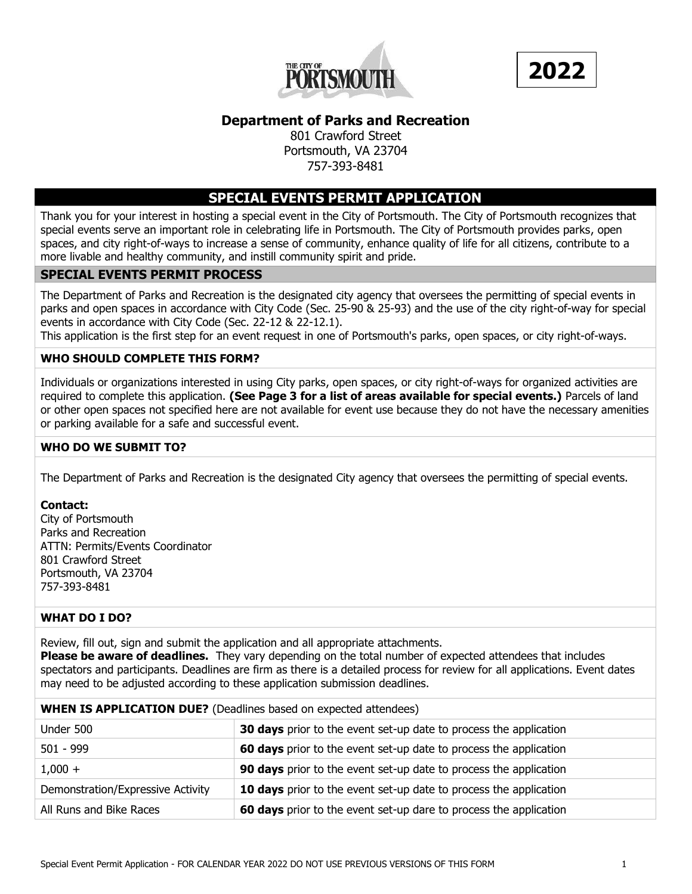THE CITY OF PORTSMOUTH

**2022**

## Department of Parks and Recreation

801 Crawford Street
Portsmouth, VA 23704
757-393-8481

# SPECIAL EVENTS PERMIT APPLICATION

Thank you for your interest in hosting a special event in the City of Portsmouth. The City of Portsmouth recognizes that special events serve an important role in celebrating life in Portsmouth. The City of Portsmouth provides parks, open spaces, and city right-of-ways to increase a sense of community, enhance quality of life for all citizens, contribute to a more livable and healthy community, and instill community spirit and pride.

## SPECIAL EVENTS PERMIT PROCESS

The Department of Parks and Recreation is the designated city agency that oversees the permitting of special events in parks and open spaces in accordance with City Code (Sec. 25-90 & 25-93) and the use of the city right-of-way for special events in accordance with City Code (Sec. 22-12 & 22-12.1).
This application is the first step for an event request in one of Portsmouth's parks, open spaces, or city right-of-ways.

### WHO SHOULD COMPLETE THIS FORM?

Individuals or organizations interested in using City parks, open spaces, or city right-of-ways for organized activities are required to complete this application. **(See Page 3 for a list of areas available for special events.)** Parcels of land or other open spaces not specified here are not available for event use because they do not have the necessary amenities or parking available for a safe and successful event.

### WHO DO WE SUBMIT TO?

The Department of Parks and Recreation is the designated City agency that oversees the permitting of special events.

**Contact:**
City of Portsmouth
Parks and Recreation
ATTN: Permits/Events Coordinator
801 Crawford Street
Portsmouth, VA 23704
757-393-8481

### WHAT DO I DO?

Review, fill out, sign and submit the application and all appropriate attachments.
**Please be aware of deadlines.** They vary depending on the total number of expected attendees that includes spectators and participants. Deadlines are firm as there is a detailed process for review for all applications. Event dates may need to be adjusted according to these application submission deadlines.

| **WHEN IS APPLICATION DUE?** (Deadlines based on expected attendees) | |
|---|---|
| Under 500 | **30 days** prior to the event set-up date to process the application |
| 501 - 999 | **60 days** prior to the event set-up date to process the application |
| 1,000 + | **90 days** prior to the event set-up date to process the application |
| Demonstration/Expressive Activity | **10 days** prior to the event set-up date to process the application |
| All Runs and Bike Races | **60 days** prior to the event set-up dare to process the application |

Special Event Permit Application - FOR CALENDAR YEAR 2022 DO NOT USE PREVIOUS VERSIONS OF THIS FORM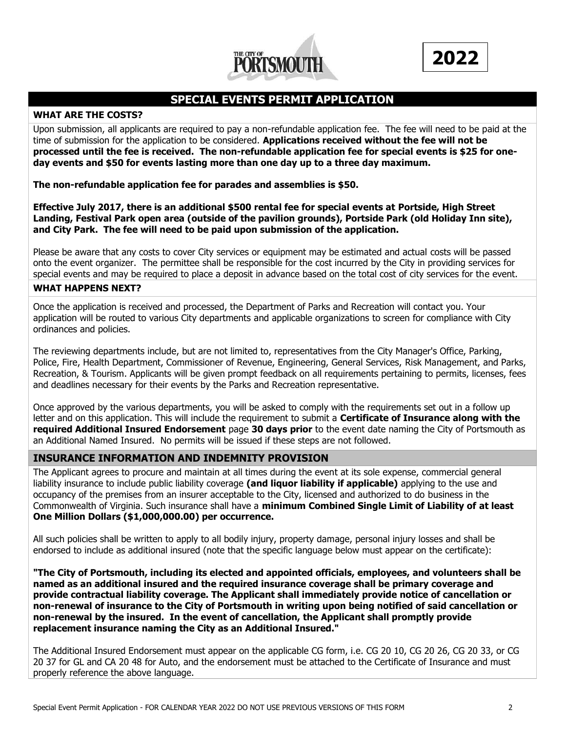THE CITY OF PORTSMOUTH

**2022**

## SPECIAL EVENTS PERMIT APPLICATION

### WHAT ARE THE COSTS?

Upon submission, all applicants are required to pay a non-refundable application fee. The fee will need to be paid at the time of submission for the application to be considered. **Applications received without the fee will not be processed until the fee is received. The non-refundable application fee for special events is $25 for one-day events and $50 for events lasting more than one day up to a three day maximum.**

**The non-refundable application fee for parades and assemblies is $50.**

**Effective July 2017, there is an additional $500 rental fee for special events at Portside, High Street Landing, Festival Park open area (outside of the pavilion grounds), Portside Park (old Holiday Inn site), and City Park. The fee will need to be paid upon submission of the application.**

Please be aware that any costs to cover City services or equipment may be estimated and actual costs will be passed onto the event organizer. The permittee shall be responsible for the cost incurred by the City in providing services for special events and may be required to place a deposit in advance based on the total cost of city services for the event.

### WHAT HAPPENS NEXT?

Once the application is received and processed, the Department of Parks and Recreation will contact you. Your application will be routed to various City departments and applicable organizations to screen for compliance with City ordinances and policies.

The reviewing departments include, but are not limited to, representatives from the City Manager's Office, Parking, Police, Fire, Health Department, Commissioner of Revenue, Engineering, General Services, Risk Management, and Parks, Recreation, & Tourism. Applicants will be given prompt feedback on all requirements pertaining to permits, licenses, fees and deadlines necessary for their events by the Parks and Recreation representative.

Once approved by the various departments, you will be asked to comply with the requirements set out in a follow up letter and on this application. This will include the requirement to submit a **Certificate of Insurance along with the required Additional Insured Endorsement** page **30 days prior** to the event date naming the City of Portsmouth as an Additional Named Insured. No permits will be issued if these steps are not followed.

### INSURANCE INFORMATION AND INDEMNITY PROVISION

The Applicant agrees to procure and maintain at all times during the event at its sole expense, commercial general liability insurance to include public liability coverage **(and liquor liability if applicable)** applying to the use and occupancy of the premises from an insurer acceptable to the City, licensed and authorized to do business in the Commonwealth of Virginia. Such insurance shall have a **minimum Combined Single Limit of Liability of at least One Million Dollars ($1,000,000.00) per occurrence.**

All such policies shall be written to apply to all bodily injury, property damage, personal injury losses and shall be endorsed to include as additional insured (note that the specific language below must appear on the certificate):

**"The City of Portsmouth, including its elected and appointed officials, employees, and volunteers shall be named as an additional insured and the required insurance coverage shall be primary coverage and provide contractual liability coverage. The Applicant shall immediately provide notice of cancellation or non-renewal of insurance to the City of Portsmouth in writing upon being notified of said cancellation or non-renewal by the insured. In the event of cancellation, the Applicant shall promptly provide replacement insurance naming the City as an Additional Insured."**

The Additional Insured Endorsement must appear on the applicable CG form, i.e. CG 20 10, CG 20 26, CG 20 33, or CG 20 37 for GL and CA 20 48 for Auto, and the endorsement must be attached to the Certificate of Insurance and must properly reference the above language.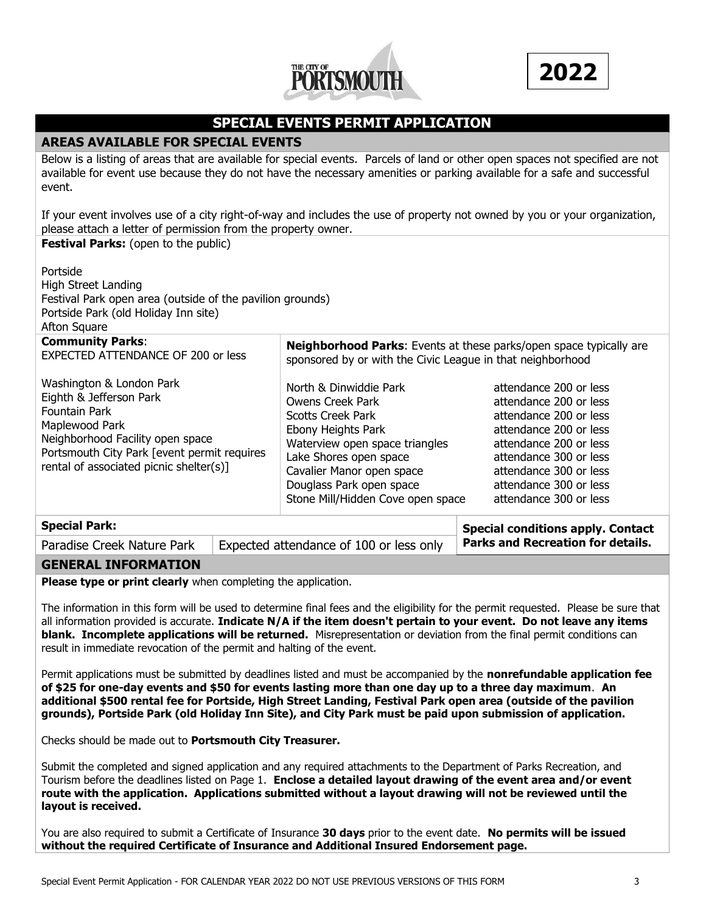THE CITY OF PORTSMOUTH

**2022**

# SPECIAL EVENTS PERMIT APPLICATION

## AREAS AVAILABLE FOR SPECIAL EVENTS

Below is a listing of areas that are available for special events. Parcels of land or other open spaces not specified are not available for event use because they do not have the necessary amenities or parking available for a safe and successful event.

If your event involves use of a city right-of-way and includes the use of property not owned by you or your organization, please attach a letter of permission from the property owner.

**Festival Parks:** (open to the public)

Portside
High Street Landing
Festival Park open area (outside of the pavilion grounds)
Portside Park (old Holiday Inn site)
Afton Square

**Community Parks**:
EXPECTED ATTENDANCE OF 200 or less

Washington & London Park
Eighth & Jefferson Park
Fountain Park
Maplewood Park
Neighborhood Facility open space
Portsmouth City Park [event permit requires rental of associated picnic shelter(s)]

**Neighborhood Parks**: Events at these parks/open space typically are sponsored by or with the Civic League in that neighborhood

| Park | Attendance |
|---|---|
| North & Dinwiddie Park | attendance 200 or less |
| Owens Creek Park | attendance 200 or less |
| Scotts Creek Park | attendance 200 or less |
| Ebony Heights Park | attendance 200 or less |
| Waterview open space triangles | attendance 200 or less |
| Lake Shores open space | attendance 300 or less |
| Cavalier Manor open space | attendance 300 or less |
| Douglass Park open space | attendance 300 or less |
| Stone Mill/Hidden Cove open space | attendance 300 or less |

| **Special Park:** | | **Special conditions apply. Contact Parks and Recreation for details.** |
|---|---|---|
| Paradise Creek Nature Park | Expected attendance of 100 or less only | |

## GENERAL INFORMATION

**Please type or print clearly** when completing the application.

The information in this form will be used to determine final fees and the eligibility for the permit requested. Please be sure that all information provided is accurate. **Indicate N/A if the item doesn't pertain to your event. Do not leave any items blank. Incomplete applications will be returned.** Misrepresentation or deviation from the final permit conditions can result in immediate revocation of the permit and halting of the event.

Permit applications must be submitted by deadlines listed and must be accompanied by the **nonrefundable application fee of $25 for one-day events and $50 for events lasting more than one day up to a three day maximum**. **An additional $500 rental fee for Portside, High Street Landing, Festival Park open area (outside of the pavilion grounds), Portside Park (old Holiday Inn Site), and City Park must be paid upon submission of application.**

Checks should be made out to **Portsmouth City Treasurer.**

Submit the completed and signed application and any required attachments to the Department of Parks Recreation, and Tourism before the deadlines listed on Page 1. **Enclose a detailed layout drawing of the event area and/or event route with the application. Applications submitted without a layout drawing will not be reviewed until the layout is received.**

You are also required to submit a Certificate of Insurance **30 days** prior to the event date. **No permits will be issued without the required Certificate of Insurance and Additional Insured Endorsement page.**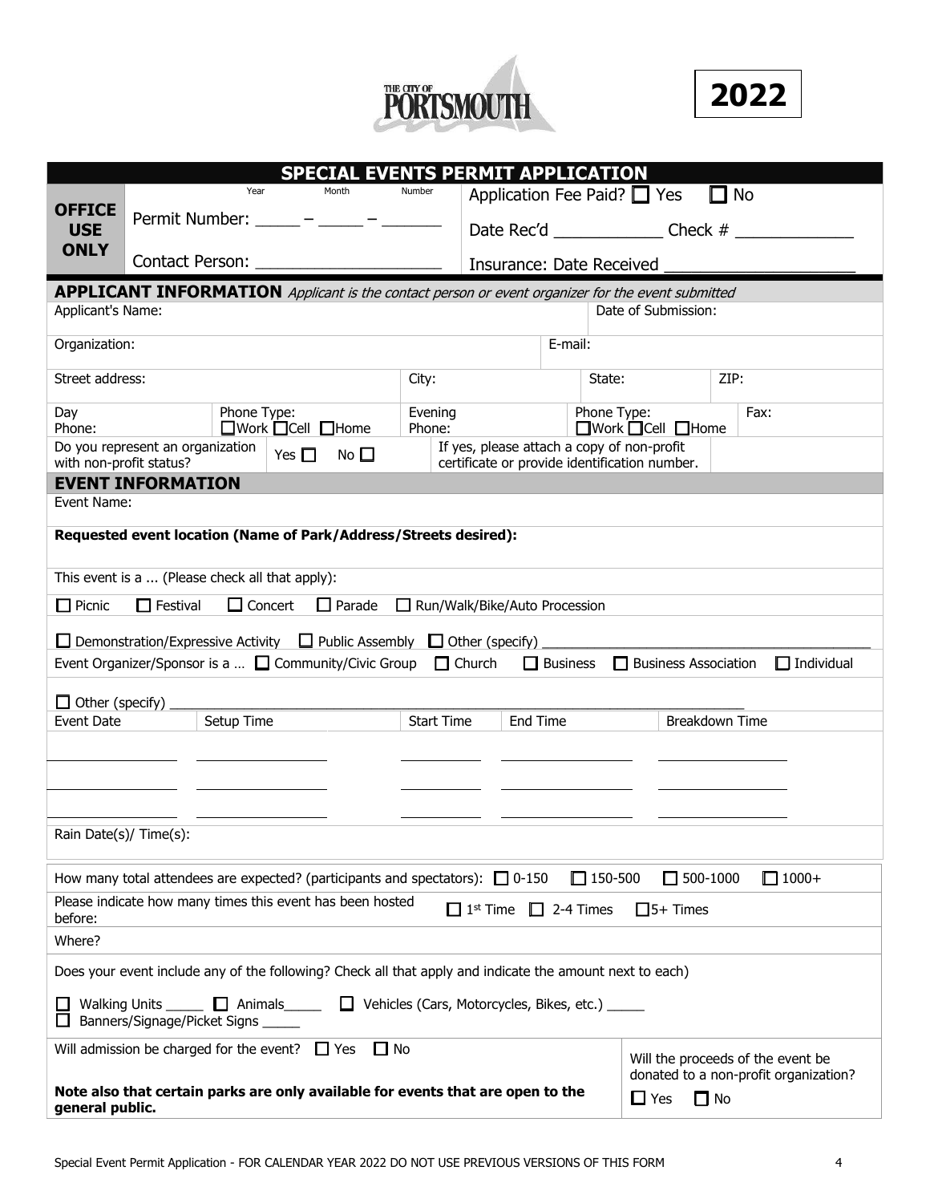THE CITY OF PORTSMOUTH

**2022**

# SPECIAL EVENTS PERMIT APPLICATION

| **OFFICE USE ONLY** | Permit Number: _____ – _____ – _______ (Year – Month – Number) | Application Fee Paid? ☐ Yes ☐ No |
|---|---|---|
| | | Date Rec'd ____________ Check # ____________ |
| | Contact Person: ____________________ | Insurance: Date Received ____________________ |

## APPLICANT INFORMATION

*Applicant is the contact person or event organizer for the event submitted*

| | | | | |
|---|---|---|---|---|
| Applicant's Name: | | | Date of Submission: | |
| Organization: | | E-mail: | | |
| Street address: | City: | | State: | ZIP: |
| Day Phone: | Phone Type: ☐Work ☐Cell ☐Home | Evening Phone: | Phone Type: ☐Work ☐Cell ☐Home | Fax: |
| Do you represent an organization with non-profit status? | Yes ☐ No ☐ | If yes, please attach a copy of non-profit certificate or provide identification number. | | |

## EVENT INFORMATION

Event Name:

**Requested event location (Name of Park/Address/Streets desired):**

This event is a ... (Please check all that apply):

☐ Picnic ☐ Festival ☐ Concert ☐ Parade ☐ Run/Walk/Bike/Auto Procession

☐ Demonstration/Expressive Activity ☐ Public Assembly ☐ Other (specify) ____________________

Event Organizer/Sponsor is a … ☐ Community/Civic Group ☐ Church ☐ Business ☐ Business Association ☐ Individual

☐ Other (specify) ____________________

| Event Date | Setup Time | Start Time | End Time | Breakdown Time |
|---|---|---|---|---|
| | | | | |
| | | | | |
| | | | | |

Rain Date(s)/ Time(s):

How many total attendees are expected? (participants and spectators): ☐ 0-150 ☐ 150-500 ☐ 500-1000 ☐ 1000+

Please indicate how many times this event has been hosted before: ☐ 1st Time ☐ 2-4 Times ☐ 5+ Times

Where?

Does your event include any of the following? Check all that apply and indicate the amount next to each)

☐ Walking Units _____ ☐ Animals_____ ☐ Vehicles (Cars, Motorcycles, Bikes, etc.) _____
☐ Banners/Signage/Picket Signs _____

Will admission be charged for the event? ☐ Yes ☐ No

**Note also that certain parks are only available for events that are open to the general public.**

Will the proceeds of the event be donated to a non-profit organization? ☐ Yes ☐ No

Special Event Permit Application - FOR CALENDAR YEAR 2022 DO NOT USE PREVIOUS VERSIONS OF THIS FORM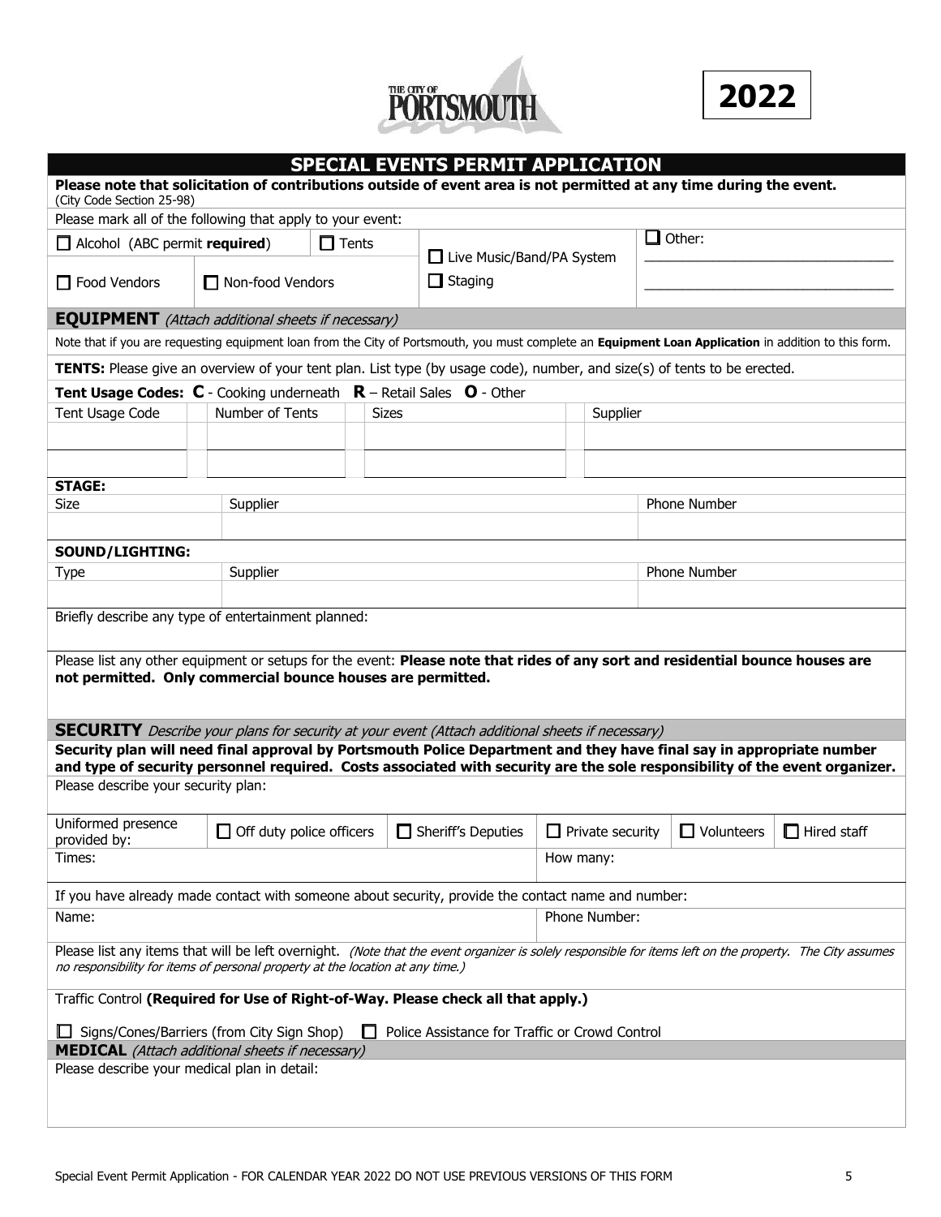THE CITY OF PORTSMOUTH

**2022**

## SPECIAL EVENTS PERMIT APPLICATION

**Please note that solicitation of contributions outside of event area is not permitted at any time during the event.** (City Code Section 25-98)

Please mark all of the following that apply to your event:

| | | | | |
|---|---|---|---|---|
| ☐ Alcohol (ABC permit **required**) | | ☐ Tents | ☐ Live Music/Band/PA System | ☐ Other: ______________________ |
| ☐ Food Vendors | ☐ Non-food Vendors | | ☐ Staging | ______________________ |

### EQUIPMENT *(Attach additional sheets if necessary)*

Note that if you are requesting equipment loan from the City of Portsmouth, you must complete an **Equipment Loan Application** in addition to this form.

**TENTS:** Please give an overview of your tent plan. List type (by usage code), number, and size(s) of tents to be erected.

**Tent Usage Codes: C** - Cooking underneath **R** – Retail Sales **O** - Other

| Tent Usage Code | Number of Tents | Sizes | Supplier |
|---|---|---|---|
| | | | |
| | | | |

**STAGE:**

| Size | Supplier | Phone Number |
|---|---|---|
| | | |

**SOUND/LIGHTING:**

| Type | Supplier | Phone Number |
|---|---|---|
| | | |

Briefly describe any type of entertainment planned:

Please list any other equipment or setups for the event: **Please note that rides of any sort and residential bounce houses are not permitted. Only commercial bounce houses are permitted.**

### SECURITY *Describe your plans for security at your event (Attach additional sheets if necessary)*

**Security plan will need final approval by Portsmouth Police Department and they have final say in appropriate number and type of security personnel required. Costs associated with security are the sole responsibility of the event organizer.**

Please describe your security plan:

| | | | | | |
|---|---|---|---|---|---|
| Uniformed presence provided by: | ☐ Off duty police officers | ☐ Sheriff's Deputies | ☐ Private security | ☐ Volunteers | ☐ Hired staff |
| Times: | | | How many: | | |

If you have already made contact with someone about security, provide the contact name and number:

| Name: | Phone Number: |
|---|---|
| | |

Please list any items that will be left overnight. *(Note that the event organizer is solely responsible for items left on the property. The City assumes no responsibility for items of personal property at the location at any time.)*

Traffic Control **(Required for Use of Right-of-Way. Please check all that apply.)**

☐ Signs/Cones/Barriers (from City Sign Shop) ☐ Police Assistance for Traffic or Crowd Control

### MEDICAL *(Attach additional sheets if necessary)*

Please describe your medical plan in detail: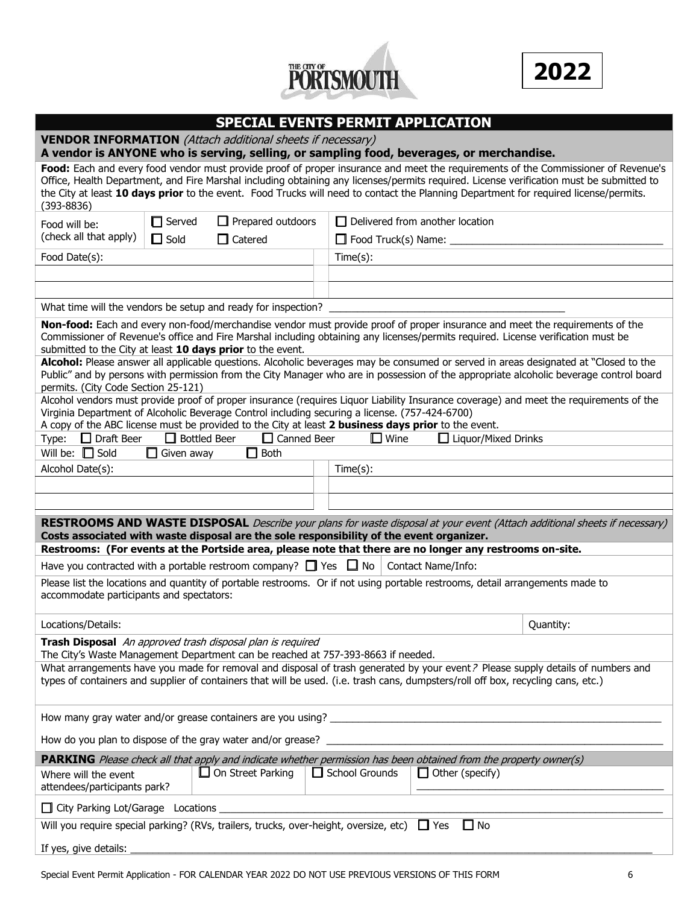THE CITY OF PORTSMOUTH

**2022**

# SPECIAL EVENTS PERMIT APPLICATION

## VENDOR INFORMATION *(Attach additional sheets if necessary)*

**A vendor is ANYONE who is serving, selling, or sampling food, beverages, or merchandise.**

**Food:** Each and every food vendor must provide proof of proper insurance and meet the requirements of the Commissioner of Revenue's Office, Health Department, and Fire Marshal including obtaining any licenses/permits required. License verification must be submitted to the City at least **10 days prior** to the event. Food Trucks will need to contact the Planning Department for required license/permits. (393-8836)

| Food will be: (check all that apply) | ☐ Served | ☐ Prepared outdoors | ☐ Delivered from another location |
|---|---|---|---|
| | ☐ Sold | ☐ Catered | ☐ Food Truck(s) Name: ________________ |

| Food Date(s): | Time(s): |
|---|---|
| | |
| | |

What time will the vendors be setup and ready for inspection? ________________

**Non-food:** Each and every non-food/merchandise vendor must provide proof of proper insurance and meet the requirements of the Commissioner of Revenue's office and Fire Marshal including obtaining any licenses/permits required. License verification must be submitted to the City at least **10 days prior** to the event.

**Alcohol:** Please answer all applicable questions. Alcoholic beverages may be consumed or served in areas designated at "Closed to the Public" and by persons with permission from the City Manager who are in possession of the appropriate alcoholic beverage control board permits. (City Code Section 25-121)

Alcohol vendors must provide proof of proper insurance (requires Liquor Liability Insurance coverage) and meet the requirements of the Virginia Department of Alcoholic Beverage Control including securing a license. (757-424-6700)
A copy of the ABC license must be provided to the City at least **2 business days prior** to the event.

Type: ☐ Draft Beer ☐ Bottled Beer ☐ Canned Beer ☐ Wine ☐ Liquor/Mixed Drinks

Will be: ☐ Sold ☐ Given away ☐ Both

| Alcohol Date(s): | Time(s): |
|---|---|
| | |
| | |

## RESTROOMS AND WASTE DISPOSAL *Describe your plans for waste disposal at your event (Attach additional sheets if necessary)*

**Costs associated with waste disposal are the sole responsibility of the event organizer.**

**Restrooms: (For events at the Portside area, please note that there are no longer any restrooms on-site.**

Have you contracted with a portable restroom company? ☐ Yes ☐ No | Contact Name/Info:

Please list the locations and quantity of portable restrooms. Or if not using portable restrooms, detail arrangements made to accommodate participants and spectators:

| Locations/Details: | Quantity: |
|---|---|

**Trash Disposal** *An approved trash disposal plan is required*
The City's Waste Management Department can be reached at 757-393-8663 if needed.

What arrangements have you made for removal and disposal of trash generated by your event*?* Please supply details of numbers and types of containers and supplier of containers that will be used. (i.e. trash cans, dumpsters/roll off box, recycling cans, etc.)

How many gray water and/or grease containers are you using? ________________

How do you plan to dispose of the gray water and/or grease? ________________

## PARKING *Please check all that apply and indicate whether permission has been obtained from the property owner(s)*

| Where will the event attendees/participants park? | ☐ On Street Parking | ☐ School Grounds | ☐ Other (specify) ________________ |
|---|---|---|---|

☐ City Parking Lot/Garage Locations ________________

Will you require special parking? (RVs, trailers, trucks, over-height, oversize, etc) ☐ Yes ☐ No

If yes, give details: ________________

Special Event Permit Application - FOR CALENDAR YEAR 2022 DO NOT USE PREVIOUS VERSIONS OF THIS FORM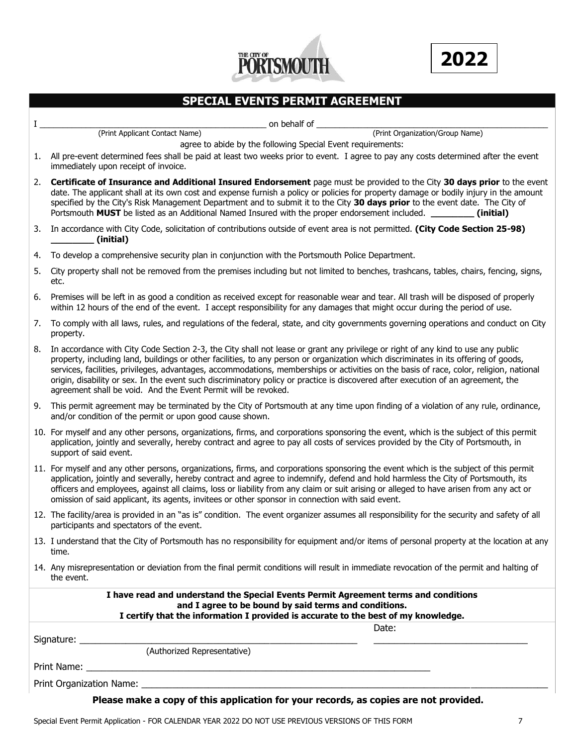THE CITY OF PORTSMOUTH

**2022**

## SPECIAL EVENTS PERMIT AGREEMENT

I _______________________________________________ on behalf of _______________________________________________
(Print Applicant Contact Name) (Print Organization/Group Name)

agree to abide by the following Special Event requirements:

1. All pre-event determined fees shall be paid at least two weeks prior to event. I agree to pay any costs determined after the event immediately upon receipt of invoice.
2. **Certificate of Insurance and Additional Insured Endorsement** page must be provided to the City **30 days prior** to the event date. The applicant shall at its own cost and expense furnish a policy or policies for property damage or bodily injury in the amount specified by the City's Risk Management Department and to submit it to the City **30 days prior** to the event date. The City of Portsmouth **MUST** be listed as an Additional Named Insured with the proper endorsement included. **________ (initial)**
3. In accordance with City Code, solicitation of contributions outside of event area is not permitted. **(City Code Section 25-98) ________ (initial)**
4. To develop a comprehensive security plan in conjunction with the Portsmouth Police Department.
5. City property shall not be removed from the premises including but not limited to benches, trashcans, tables, chairs, fencing, signs, etc.
6. Premises will be left in as good a condition as received except for reasonable wear and tear. All trash will be disposed of properly within 12 hours of the end of the event. I accept responsibility for any damages that might occur during the period of use.
7. To comply with all laws, rules, and regulations of the federal, state, and city governments governing operations and conduct on City property.
8. In accordance with City Code Section 2-3, the City shall not lease or grant any privilege or right of any kind to use any public property, including land, buildings or other facilities, to any person or organization which discriminates in its offering of goods, services, facilities, privileges, advantages, accommodations, memberships or activities on the basis of race, color, religion, national origin, disability or sex. In the event such discriminatory policy or practice is discovered after execution of an agreement, the agreement shall be void. And the Event Permit will be revoked.
9. This permit agreement may be terminated by the City of Portsmouth at any time upon finding of a violation of any rule, ordinance, and/or condition of the permit or upon good cause shown.
10. For myself and any other persons, organizations, firms, and corporations sponsoring the event, which is the subject of this permit application, jointly and severally, hereby contract and agree to pay all costs of services provided by the City of Portsmouth, in support of said event.
11. For myself and any other persons, organizations, firms, and corporations sponsoring the event which is the subject of this permit application, jointly and severally, hereby contract and agree to indemnify, defend and hold harmless the City of Portsmouth, its officers and employees, against all claims, loss or liability from any claim or suit arising or alleged to have arisen from any act or omission of said applicant, its agents, invitees or other sponsor in connection with said event.
12. The facility/area is provided in an "as is" condition. The event organizer assumes all responsibility for the security and safety of all participants and spectators of the event.
13. I understand that the City of Portsmouth has no responsibility for equipment and/or items of personal property at the location at any time.
14. Any misrepresentation or deviation from the final permit conditions will result in immediate revocation of the permit and halting of the event.

**I have read and understand the Special Events Permit Agreement terms and conditions and I agree to be bound by said terms and conditions. I certify that the information I provided is accurate to the best of my knowledge.**

Signature: _______________________________________________ Date: ______________________________
(Authorized Representative)

Print Name: _______________________________________________

Print Organization Name: _______________________________________________

**Please make a copy of this application for your records, as copies are not provided.**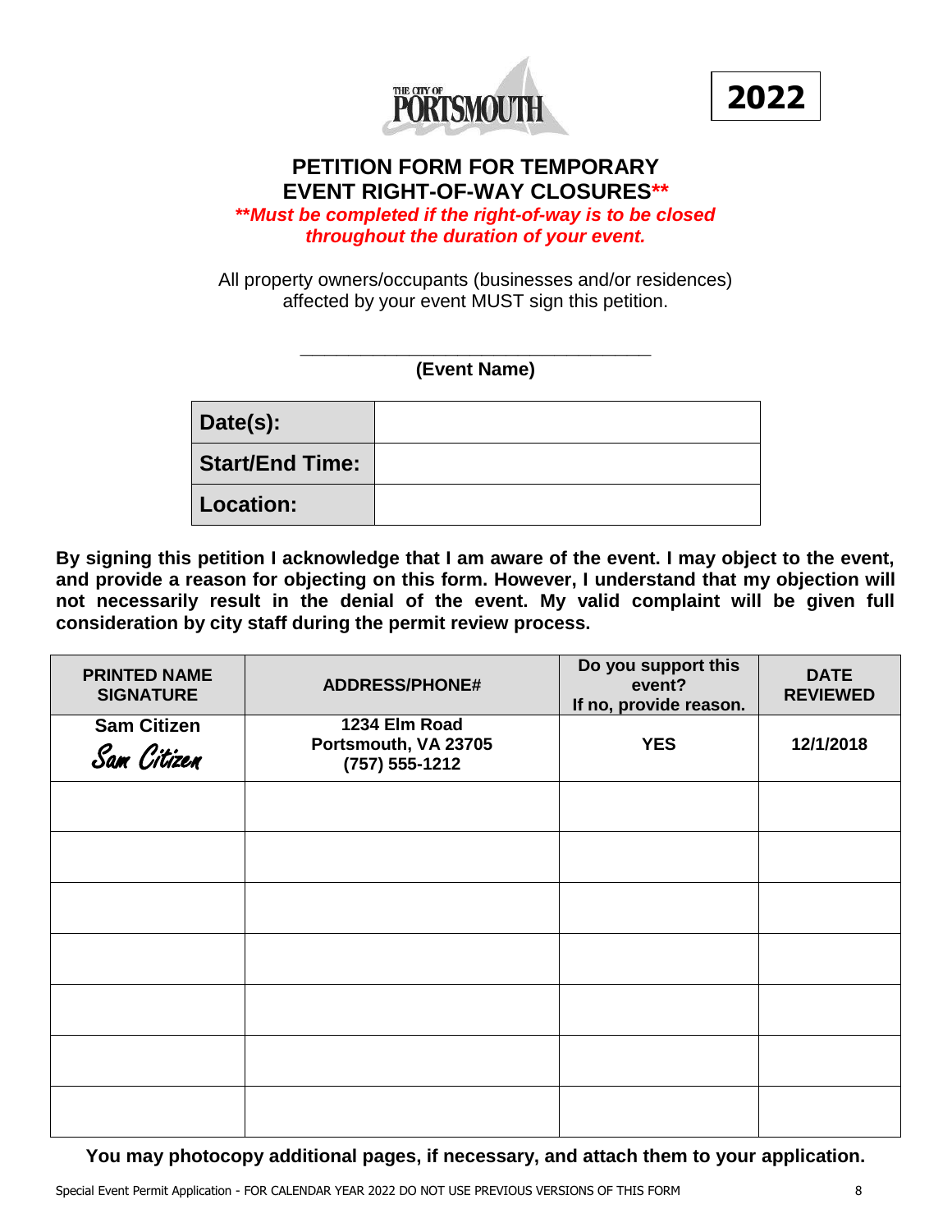THE CITY OF PORTSMOUTH

**2022**

# PETITION FORM FOR TEMPORARY EVENT RIGHT-OF-WAY CLOSURES**

***Must be completed if the right-of-way is to be closed throughout the duration of your event.*

All property owners/occupants (businesses and/or residences) affected by your event MUST sign this petition.

___________________________________

**(Event Name)**

| | |
|---|---|
| **Date(s):** | |
| **Start/End Time:** | |
| **Location:** | |

**By signing this petition I acknowledge that I am aware of the event. I may object to the event, and provide a reason for objecting on this form. However, I understand that my objection will not necessarily result in the denial of the event. My valid complaint will be given full consideration by city staff during the permit review process.**

| PRINTED NAME SIGNATURE | ADDRESS/PHONE# | Do you support this event? If no, provide reason. | DATE REVIEWED |
|---|---|---|---|
| **Sam Citizen** *Sam Citizen* | **1234 Elm Road Portsmouth, VA 23705 (757) 555-1212** | **YES** | **12/1/2018** |
| | | | |
| | | | |
| | | | |
| | | | |
| | | | |
| | | | |
| | | | |

**You may photocopy additional pages, if necessary, and attach them to your application.**

Special Event Permit Application - FOR CALENDAR YEAR 2022 DO NOT USE PREVIOUS VERSIONS OF THIS FORM